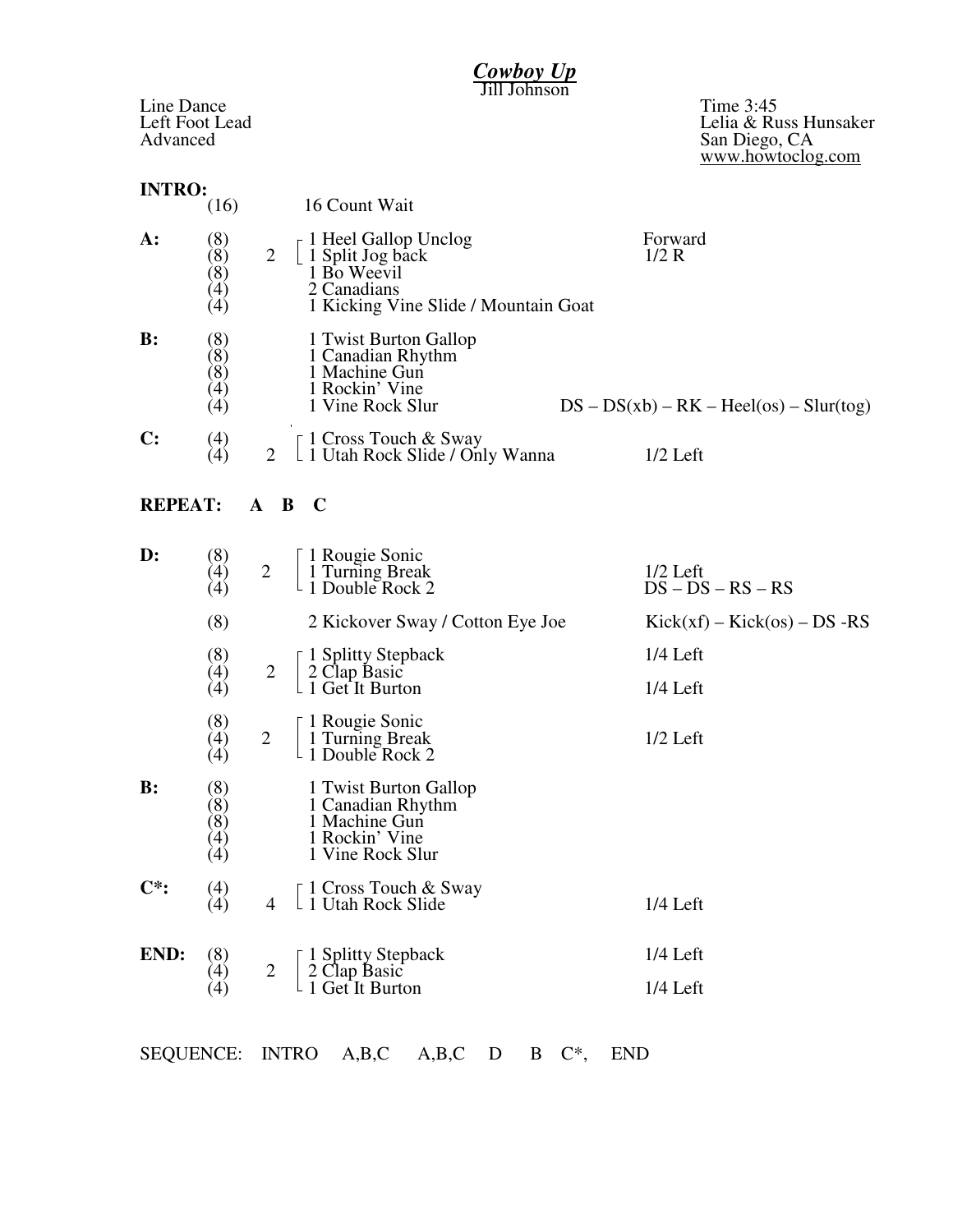# *Cowboy Up*

Jill Johnson

Line Dance
Left Foot Lead
Advanced

Time 3:45
Lelia & Russ Hunsaker
San Diego, CA
www.howtoclog.com

| Section | Counts | Reps | Step | Notes |
|---|---|---|---|---|
| **INTRO:** | (16) | | 16 Count Wait | |
| **A:** | (8) | 2 | 1 Heel Gallop Unclog | Forward |
| | (8) | | 1 Split Jog back | 1/2 R |
| | (8) | | 1 Bo Weevil | |
| | (4) | | 2 Canadians | |
| | (4) | | 1 Kicking Vine Slide / Mountain Goat | |
| **B:** | (8) | | 1 Twist Burton Gallop | |
| | (8) | | 1 Canadian Rhythm | |
| | (8) | | 1 Machine Gun | |
| | (4) | | 1 Rockin' Vine | |
| | (4) | | 1 Vine Rock Slur | DS – DS(xb) – RK – Heel(os) – Slur(tog) |
| **C:** | (4) | 2 | 1 Cross Touch & Sway | |
| | (4) | | 1 Utah Rock Slide / Only Wanna | 1/2 Left |

**REPEAT: A B C**

| Section | Counts | Reps | Step | Notes |
|---|---|---|---|---|
| **D:** | (8) | 2 | 1 Rougie Sonic | |
| | (4) | | 1 Turning Break | 1/2 Left |
| | (4) | | 1 Double Rock 2 | DS – DS – RS – RS |
| | (8) | | 2 Kickover Sway / Cotton Eye Joe | Kick(xf) – Kick(os) – DS -RS |
| | (8) | 2 | 1 Splitty Stepback | 1/4 Left |
| | (4) | | 2 Clap Basic | |
| | (4) | | 1 Get It Burton | 1/4 Left |
| | (8) | 2 | 1 Rougie Sonic | |
| | (4) | | 1 Turning Break | 1/2 Left |
| | (4) | | 1 Double Rock 2 | |
| **B:** | (8) | | 1 Twist Burton Gallop | |
| | (8) | | 1 Canadian Rhythm | |
| | (8) | | 1 Machine Gun | |
| | (4) | | 1 Rockin' Vine | |
| | (4) | | 1 Vine Rock Slur | |
| **C*:** | (4) | 4 | 1 Cross Touch & Sway | |
| | (4) | | 1 Utah Rock Slide | 1/4 Left |
| **END:** | (8) | 2 | 1 Splitty Stepback | 1/4 Left |
| | (4) | | 2 Clap Basic | |
| | (4) | | 1 Get It Burton | 1/4 Left |

SEQUENCE: INTRO A,B,C A,B,C D B C*, END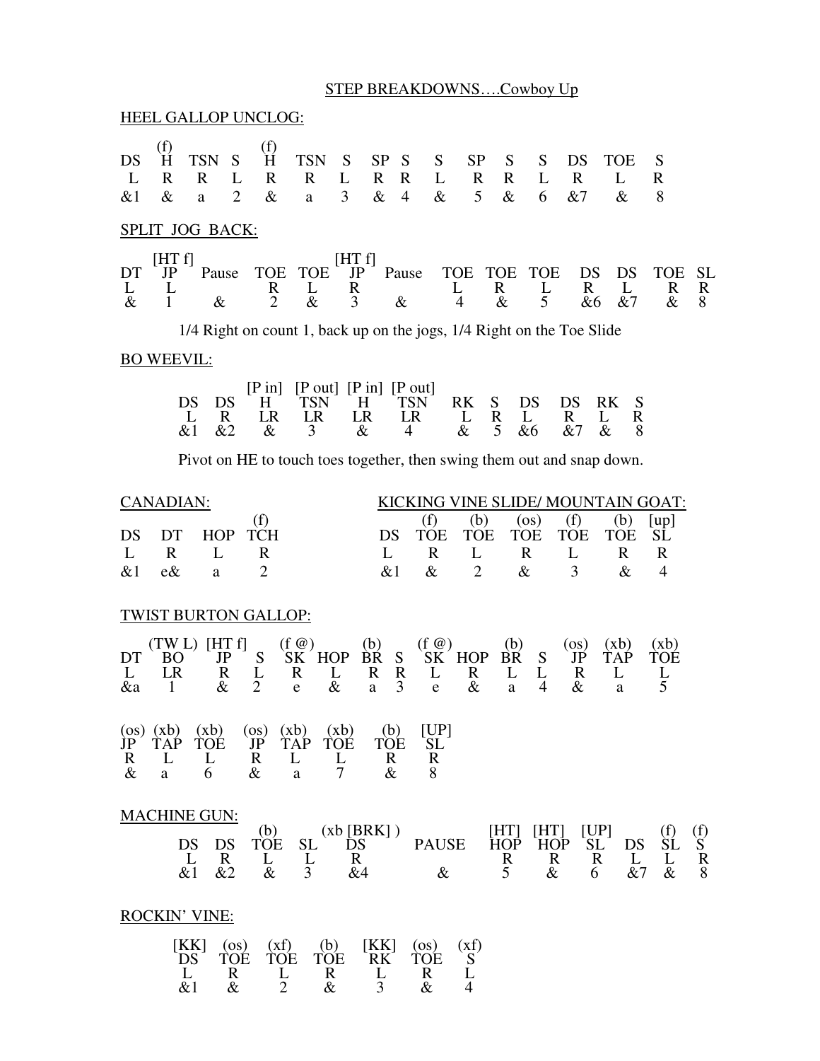STEP BREAKDOWNS….Cowboy Up

## HEEL GALLOP UNCLOG:

| | (f) | | | (f) | | | | | | | | | | | | |
|---|---|---|---|---|---|---|---|---|---|---|---|---|---|---|---|---|
| DS | H | TSN | S | H | TSN | S | SP | S | S | SP | S | S | DS | TOE | S | |
| L | R | R | L | R | R | L | R | R | L | R | R | L | R | L | R | |
| &1 | & | a | 2 | & | a | 3 | & | 4 | & | 5 | & | 6 | &7 | & | 8 | |

## SPLIT JOG BACK:

| | [HT f] | | | | [HT f] | | | | | | | | | |
|---|---|---|---|---|---|---|---|---|---|---|---|---|---|---|
| DT | JP | Pause | TOE | TOE | JP | Pause | TOE | TOE | TOE | DS | DS | TOE | SL |
| L | L | | R | L | R | | L | R | L | R | L | R | R |
| & | 1 | & | 2 | & | 3 | & | 4 | & | 5 | &6 | &7 | & | 8 |

1/4 Right on count 1, back up on the jogs, 1/4 Right on the Toe Slide

## BO WEEVIL:

| | | [P in] | [P out] | [P in] | [P out] | | | | | | |
|---|---|---|---|---|---|---|---|---|---|---|---|
| DS | DS | H | TSN | H | TSN | RK | S | DS | DS | RK | S |
| L | R | LR | LR | LR | LR | L | R | L | R | L | R |
| &1 | &2 | & | 3 | & | 4 | & | 5 | &6 | &7 | & | 8 |

Pivot on HE to touch toes together, then swing them out and snap down.

## CANADIAN:

| | | | (f) |
|---|---|---|---|
| DS | DT | HOP | TCH |
| L | R | L | R |
| &1 | e& | a | 2 |

## KICKING VINE SLIDE/ MOUNTAIN GOAT:

| | (f) | (b) | (os) | (f) | (b) | [up] |
|---|---|---|---|---|---|---|
| DS | TOE | TOE | TOE | TOE | TOE | SL |
| L | R | L | R | L | R | R |
| &1 | & | 2 | & | 3 | & | 4 |

## TWIST BURTON GALLOP:

| | (TW L) | [HT f] | | (f @) | | (b) | | (f @) | | (b) | | (os) | (xb) | (xb) |
|---|---|---|---|---|---|---|---|---|---|---|---|---|---|---|
| DT | BO | JP | S | SK | HOP | BR | S | SK | HOP | BR | S | JP | TAP | TOE |
| L | LR | R | L | R | L | R | R | L | R | L | L | R | L | L |
| &a | 1 | & | 2 | e | & | a | 3 | e | & | a | 4 | & | a | 5 |

| (os) | (xb) | (xb) | (os) | (xb) | (xb) | (b) | [UP] |
|---|---|---|---|---|---|---|---|
| JP | TAP | TOE | JP | TAP | TOE | TOE | SL |
| R | L | L | R | L | L | R | R |
| & | a | 6 | & | a | 7 | & | 8 |

## MACHINE GUN:

| | | (b) | | (xb [BRK] ) | | [HT] | [HT] | [UP] | | (f) | (f) |
|---|---|---|---|---|---|---|---|---|---|---|---|
| DS | DS | TOE | SL | DS | PAUSE | HOP | HOP | SL | DS | SL | S |
| L | R | L | L | R | | R | R | R | L | L | R |
| &1 | &2 | & | 3 | &4 | & | 5 | & | 6 | &7 | & | 8 |

## ROCKIN' VINE:

| [KK] | (os) | (xf) | (b) | [KK] | (os) | (xf) |
|---|---|---|---|---|---|---|
| DS | TOE | TOE | TOE | RK | TOE | S |
| L | R | L | R | L | R | L |
| &1 | & | 2 | & | 3 | & | 4 |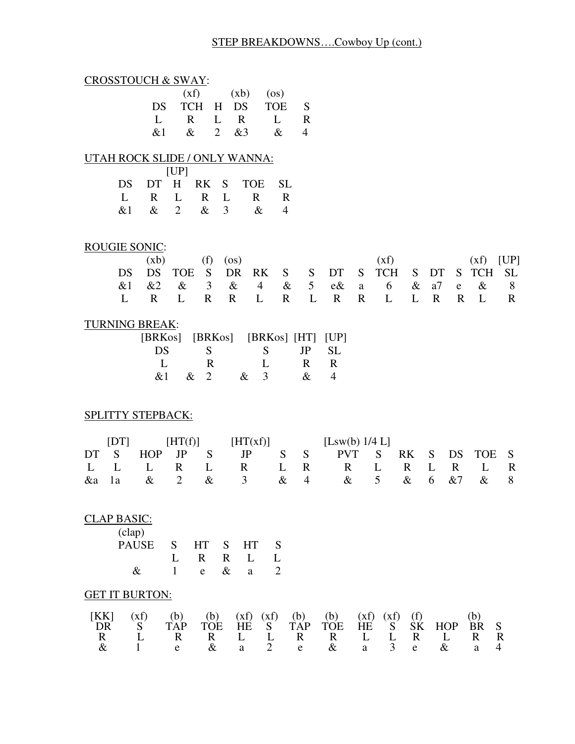# STEP BREAKDOWNS….Cowboy Up (cont.)

## CROSSTOUCH & SWAY:

| | | | | | |
|---|---|---|---|---|---|
| | (xf) | | (xb) | (os) | |
| DS | TCH | H | DS | TOE | S |
| L | R | L | R | L | R |
| &1 | & | 2 | &3 | & | 4 |

## UTAH ROCK SLIDE / ONLY WANNA:

| | | | | | | |
|---|---|---|---|---|---|---|
| | | [UP] | | | | |
| DS | DT | H | RK | S | TOE | SL |
| L | R | L | R | L | R | R |
| &1 | & | 2 | & | 3 | & | 4 |

## ROUGIE SONIC:

| | | | | | | | | | | | | | | | |
|---|---|---|---|---|---|---|---|---|---|---|---|---|---|---|---|
| | (xb) | | (f) | (os) | | | | | | (xf) | | | | (xf) | [UP] |
| DS | DS | TOE | S | DR | RK | S | S | DT | S | TCH | S | DT | S | TCH | SL |
| &1 | &2 | & | 3 | & | 4 | & | 5 | e& | a | 6 | & | a7 | e | & | 8 |
| L | R | L | R | R | L | R | L | R | R | L | L | R | R | L | R |

## TURNING BREAK:

| | | | | | | |
|---|---|---|---|---|---|---|
| [BRKos] | | [BRKos] | | [BRKos] | [HT] | [UP] |
| DS | | S | | S | JP | SL |
| L | | R | | L | R | R |
| &1 | & | 2 | & | 3 | & | 4 |

## SPLITTY STEPBACK:

| | | | | | | | | | | | | | | |
|---|---|---|---|---|---|---|---|---|---|---|---|---|---|---|
| | [DT] | | [HT(f)] | | [HT(xf)] | | | [Lsw(b) 1/4 L] | | | | | | |
| DT | S | HOP | JP | S | JP | S | S | PVT | S | RK | S | DS | TOE | S |
| L | L | L | R | L | R | L | R | R | L | R | L | R | L | R |
| &a | 1a | & | 2 | & | 3 | & | 4 | & | 5 | & | 6 | &7 | & | 8 |

## CLAP BASIC:

| | | | | | |
|---|---|---|---|---|---|
| (clap) | | | | | |
| PAUSE | S | HT | S | HT | S |
| | L | R | R | L | L |
| & | 1 | e | & | a | 2 |

## GET IT BURTON:

| | | | | | | | | | | | | | |
|---|---|---|---|---|---|---|---|---|---|---|---|---|---|
| [KK] | (xf) | (b) | (b) | (xf) | (xf) | (b) | (b) | (xf) | (xf) | (f) | | (b) | |
| DR | S | TAP | TOE | HE | S | TAP | TOE | HE | S | SK | HOP | BR | S |
| R | L | R | R | L | L | R | R | L | L | R | L | R | R |
| & | 1 | e | & | a | 2 | e | & | a | 3 | e | & | a | 4 |